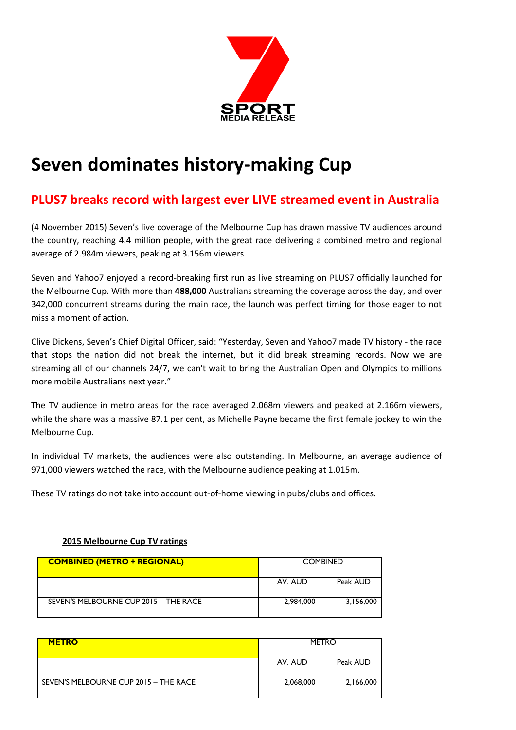SPORT
MEDIA RELEASE

# Seven dominates history-making Cup

## PLUS7 breaks record with largest ever LIVE streamed event in Australia

(4 November 2015) Seven's live coverage of the Melbourne Cup has drawn massive TV audiences around the country, reaching 4.4 million people, with the great race delivering a combined metro and regional average of 2.984m viewers, peaking at 3.156m viewers.

Seven and Yahoo7 enjoyed a record-breaking first run as live streaming on PLUS7 officially launched for the Melbourne Cup. With more than **488,000** Australians streaming the coverage across the day, and over 342,000 concurrent streams during the main race, the launch was perfect timing for those eager to not miss a moment of action.

Clive Dickens, Seven's Chief Digital Officer, said: "Yesterday, Seven and Yahoo7 made TV history - the race that stops the nation did not break the internet, but it did break streaming records. Now we are streaming all of our channels 24/7, we can't wait to bring the Australian Open and Olympics to millions more mobile Australians next year."

The TV audience in metro areas for the race averaged 2.068m viewers and peaked at 2.166m viewers, while the share was a massive 87.1 per cent, as Michelle Payne became the first female jockey to win the Melbourne Cup.

In individual TV markets, the audiences were also outstanding. In Melbourne, an average audience of 971,000 viewers watched the race, with the Melbourne audience peaking at 1.015m.

These TV ratings do not take into account out-of-home viewing in pubs/clubs and offices.

**2015 Melbourne Cup TV ratings**

| COMBINED (METRO + REGIONAL) | COMBINED | |
|---|---|---|
| | AV. AUD | Peak AUD |
| SEVEN'S MELBOURNE CUP 2015 – THE RACE | 2,984,000 | 3,156,000 |

| METRO | METRO | |
|---|---|---|
| | AV. AUD | Peak AUD |
| SEVEN'S MELBOURNE CUP 2015 – THE RACE | 2,068,000 | 2,166,000 |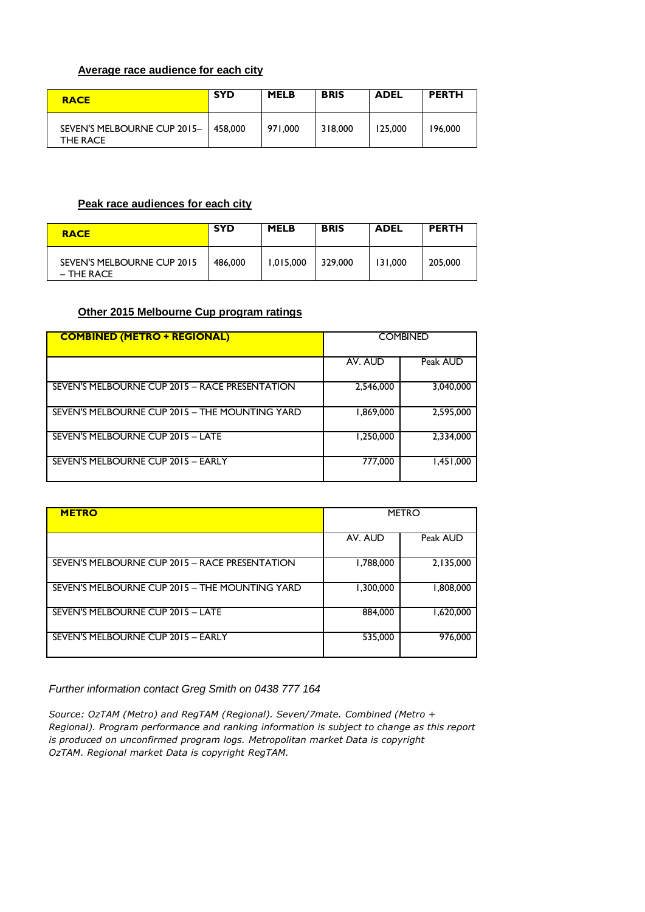**Average race audience for each city**

| RACE | SYD | MELB | BRIS | ADEL | PERTH |
|---|---|---|---|---|---|
| SEVEN'S MELBOURNE CUP 2015– THE RACE | 458,000 | 971,000 | 318,000 | 125,000 | 196,000 |

**Peak race audiences for each city**

| RACE | SYD | MELB | BRIS | ADEL | PERTH |
|---|---|---|---|---|---|
| SEVEN'S MELBOURNE CUP 2015 – THE RACE | 486,000 | 1,015,000 | 329,000 | 131,000 | 205,000 |

**Other 2015 Melbourne Cup program ratings**

| COMBINED (METRO + REGIONAL) | COMBINED | |
|---|---|---|
| | AV. AUD | Peak AUD |
| SEVEN'S MELBOURNE CUP 2015 – RACE PRESENTATION | 2,546,000 | 3,040,000 |
| SEVEN'S MELBOURNE CUP 2015 – THE MOUNTING YARD | 1,869,000 | 2,595,000 |
| SEVEN'S MELBOURNE CUP 2015 – LATE | 1,250,000 | 2,334,000 |
| SEVEN'S MELBOURNE CUP 2015 – EARLY | 777,000 | 1,451,000 |

| METRO | METRO | |
|---|---|---|
| | AV. AUD | Peak AUD |
| SEVEN'S MELBOURNE CUP 2015 – RACE PRESENTATION | 1,788,000 | 2,135,000 |
| SEVEN'S MELBOURNE CUP 2015 – THE MOUNTING YARD | 1,300,000 | 1,808,000 |
| SEVEN'S MELBOURNE CUP 2015 – LATE | 884,000 | 1,620,000 |
| SEVEN'S MELBOURNE CUP 2015 – EARLY | 535,000 | 976,000 |

*Further information contact Greg Smith on 0438 777 164*

*Source: OzTAM (Metro) and RegTAM (Regional). Seven/7mate. Combined (Metro + Regional). Program performance and ranking information is subject to change as this report is produced on unconfirmed program logs. Metropolitan market Data is copyright OzTAM. Regional market Data is copyright RegTAM.*